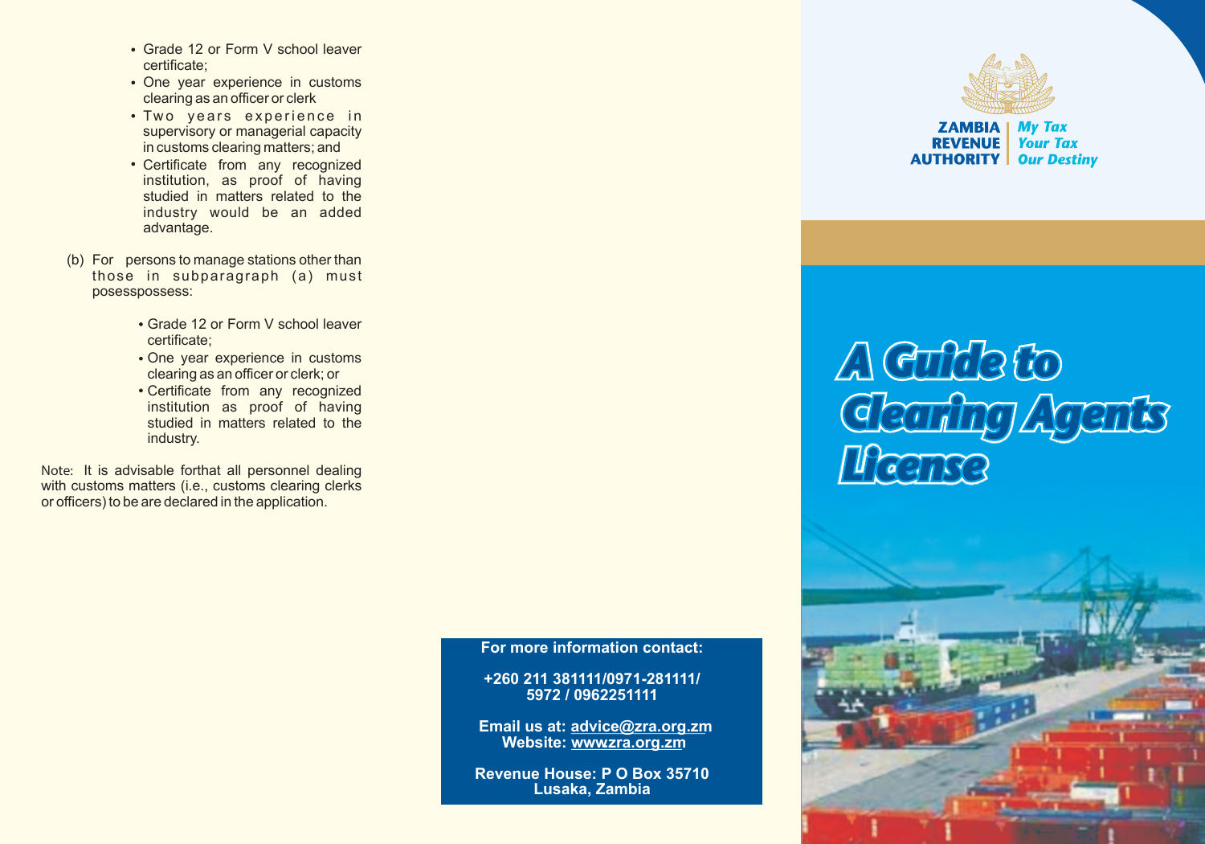- Grade 12 or Form V school leaver certificate;
- One year experience in customs clearing as an officer or clerk
- Two years experience in supervisory or managerial capacity in customs clearing matters; and
- Certificate from any recognized institution, as proof of having studied in matters related to the industry would be an added advantage.

(b) For persons to manage stations other than those in subparagraph (a) must posesspossess:

- Grade 12 or Form V school leaver certificate;
- One year experience in customs clearing as an officer or clerk; or
- Certificate from any recognized institution as proof of having studied in matters related to the industry.

Note: It is advisable forthat all personnel dealing with customs matters (i.e., customs clearing clerks or officers) to be declared in the application.

**For more information contact:**

**+260 211 381111/0971-281111/ 5972 / 0962251111**

**Email us at: advice@zra.org.zm**
**Website: wwwzra.org.zm**

**Revenue House: P O Box 35710 Lusaka, Zambia**

ZAMBIA REVENUE AUTHORITY | *My Tax Your Tax Our Destiny*

# *A Guide to Clearing Agents License*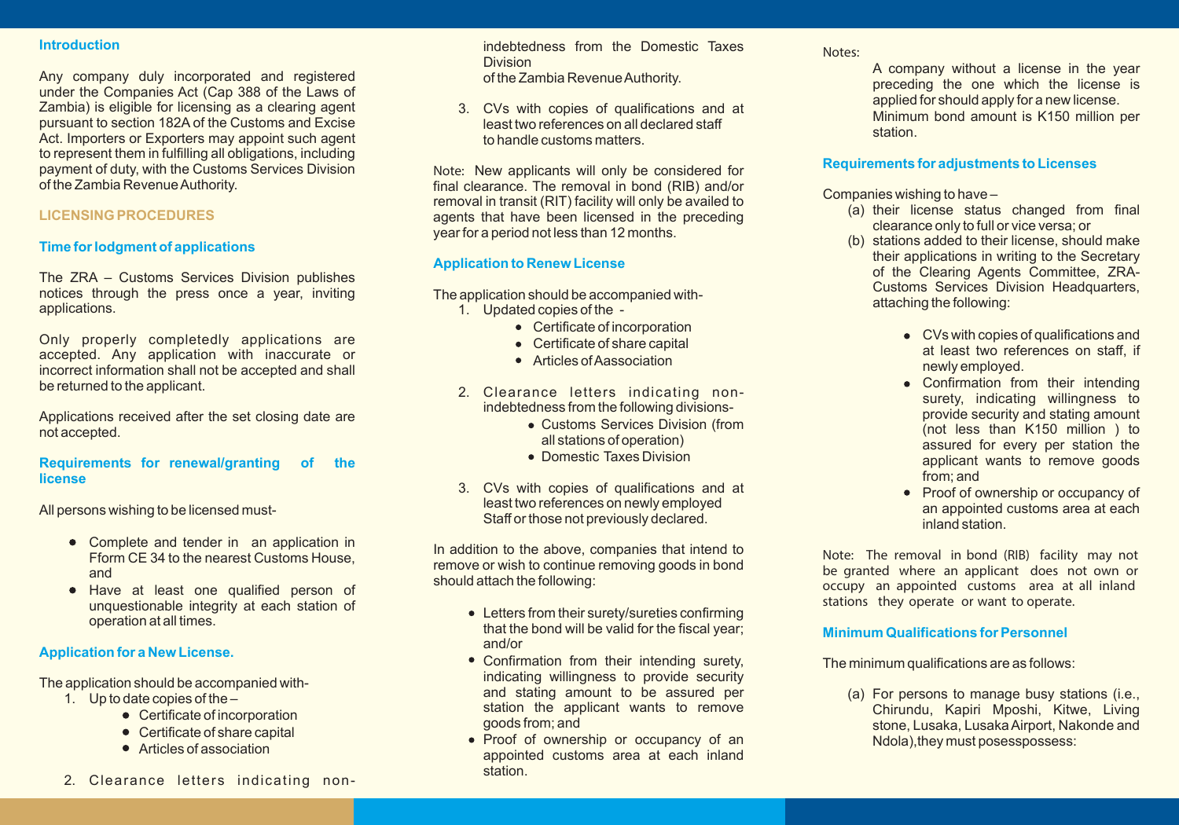### Introduction

Any company duly incorporated and registered under the Companies Act (Cap 388 of the Laws of Zambia) is eligible for licensing as a clearing agent pursuant to section 182A of the Customs and Excise Act. Importers or Exporters may appoint such agent to represent them in fulfilling all obligations, including payment of duty, with the Customs Services Division of the Zambia Revenue Authority.

## LICENSING PROCEDURES

### Time for lodgment of applications

The ZRA – Customs Services Division publishes notices through the press once a year, inviting applications.

Only properly completedly applications are accepted. Any application with inaccurate or incorrect information shall not be accepted and shall be returned to the applicant.

Applications received after the set closing date are not accepted.

### Requirements for renewal/granting of the license

All persons wishing to be licensed must-

- Complete and tender in an application in Fform CE 34 to the nearest Customs House, and
- Have at least one qualified person of unquestionable integrity at each station of operation at all times.

### Application for a New License.

The application should be accompanied with-

1. Up to date copies of the –
    - Certificate of incorporation
    - Certificate of share capital
    - Articles of association
2. Clearance letters indicating non-indebtedness from the Domestic Taxes Division of the Zambia Revenue Authority.
3. CVs with copies of qualifications and at least two references on all declared staff to handle customs matters.

Note: New applicants will only be considered for final clearance. The removal in bond (RIB) and/or removal in transit (RIT) facility will only be availed to agents that have been licensed in the preceding year for a period not less than 12 months.

### Application to Renew License

The application should be accompanied with-

1. Updated copies of the -
    - Certificate of incorporation
    - Certificate of share capital
    - Articles of Aassociation
2. Clearance letters indicating non-indebtedness from the following divisions-
    - Customs Services Division (from all stations of operation)
    - Domestic Taxes Division
3. CVs with copies of qualifications and at least two references on newly employed Staff or those not previously declared.

In addition to the above, companies that intend to remove or wish to continue removing goods in bond should attach the following:

- Letters from their surety/sureties confirming that the bond will be valid for the fiscal year; and/or
- Confirmation from their intending surety, indicating willingness to provide security and stating amount to be assured per station the applicant wants to remove goods from; and
- Proof of ownership or occupancy of an appointed customs area at each inland station.

Notes:

A company without a license in the year preceding the one which the license is applied for should apply for a new license.

Minimum bond amount is K150 million per station.

### Requirements for adjustments to Licenses

Companies wishing to have –

(a) their license status changed from final clearance only to full or vice versa; or

(b) stations added to their license, should make their applications in writing to the Secretary of the Clearing Agents Committee, ZRA-Customs Services Division Headquarters, attaching the following:

- CVs with copies of qualifications and at least two references on staff, if newly employed.
- Confirmation from their intending surety, indicating willingness to provide security and stating amount (not less than K150 million ) to assured for every per station the applicant wants to remove goods from; and
- Proof of ownership or occupancy of an appointed customs area at each inland station.

Note: The removal in bond (RIB) facility may not be granted where an applicant does not own or occupy an appointed customs area at all inland stations they operate or want to operate.

### Minimum Qualifications for Personnel

The minimum qualifications are as follows:

(a) For persons to manage busy stations (i.e., Chirundu, Kapiri Mposhi, Kitwe, Living stone, Lusaka, Lusaka Airport, Nakonde and Ndola),they must posesspossess: